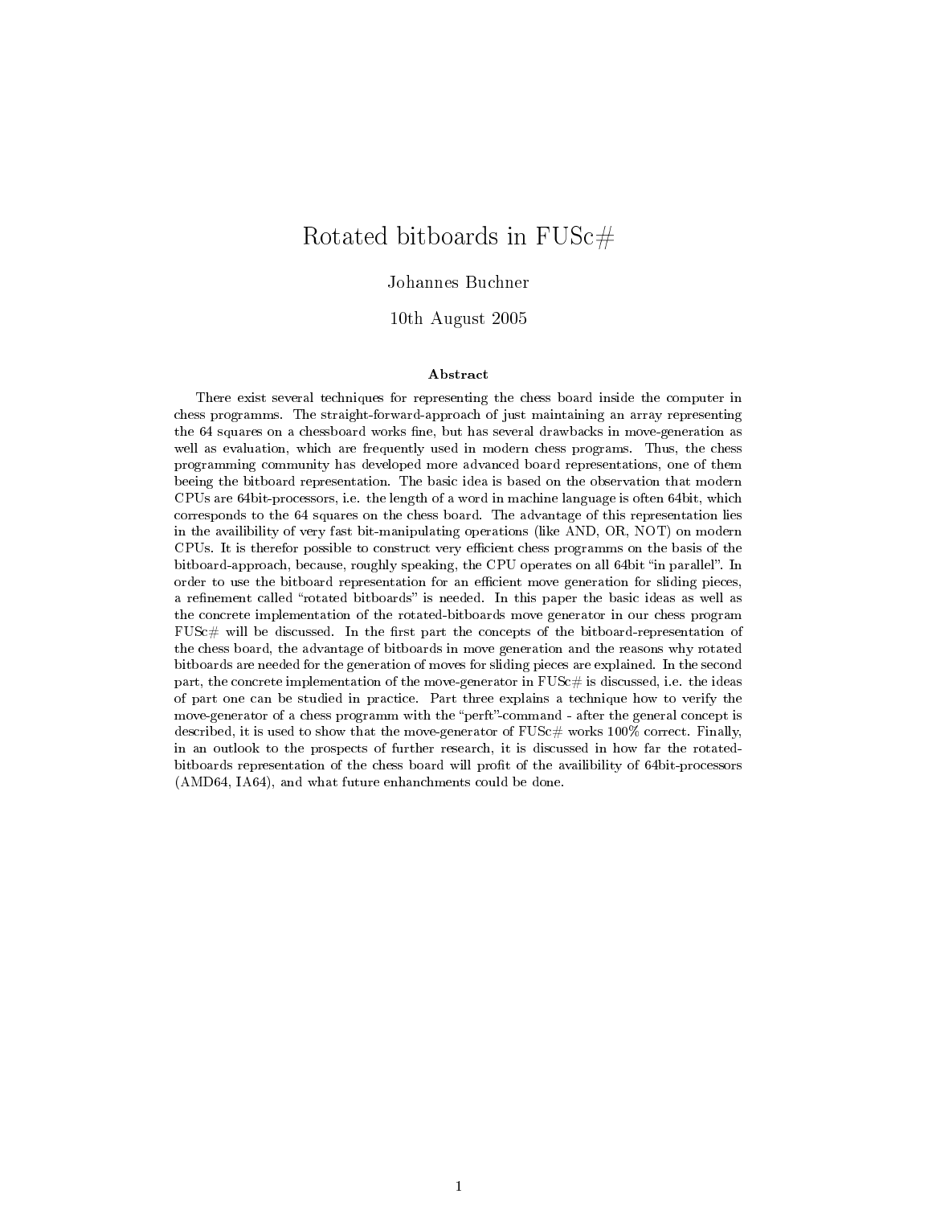# Rotated bitboards in FUSc#

Johannes Buchner

10th August 2005

### Abstract

There exist several techniques for representing the chess board inside the computer in chess programms. The straight-forward-approach of just maintaining an array representing the 64 squares on a chessboard works fine, but has several drawbacks in move-generation as well as evaluation, which are frequently used in modern chess programs. Thus, the chess programming community has developed more advanced board representations, one of them beeing the bitboard representation. The basic idea is based on the observation that modern CPUs are 64bit-processors, i.e. the length of a word in machine language is often 64bit, which corresponds to the 64 squares on the chess board. The advantage of this representation lies in the availibility of very fast bit-manipulating operations (like AND, OR, NOT) on modern CPUs. It is therefor possible to construct very efficient chess programms on the basis of the bitboard-approach, because, roughly speaking, the CPU operates on all 64bit "in parallel". In order to use the bitboard representation for an efficient move generation for sliding pieces, a refinement called "rotated bitboards" is needed. In this paper the basic ideas as well as the concrete implementation of the rotated-bitboards move generator in our chess program FUSc# will be discussed. In the first part the concepts of the bitboard-representation of the chess board, the advantage of bitboards in move generation and the reasons why rotated bitboards are needed for the generation of moves for sliding pieces are explained. In the second part, the concrete implementation of the move-generator in FUSc# is discussed, i.e. the ideas of part one can be studied in practice. Part three explains a technique how to verify the move-generator of a chess programm with the "perft"-command - after the general concept is described, it is used to show that the move-generator of FUSc# works 100% correct. Finally, in an outlook to the prospects of further research, it is discussed in how far the rotated-bitboards representation of the chess board will profit of the availibility of 64bit-processors (AMD64, IA64), and what future enhanchments could be done.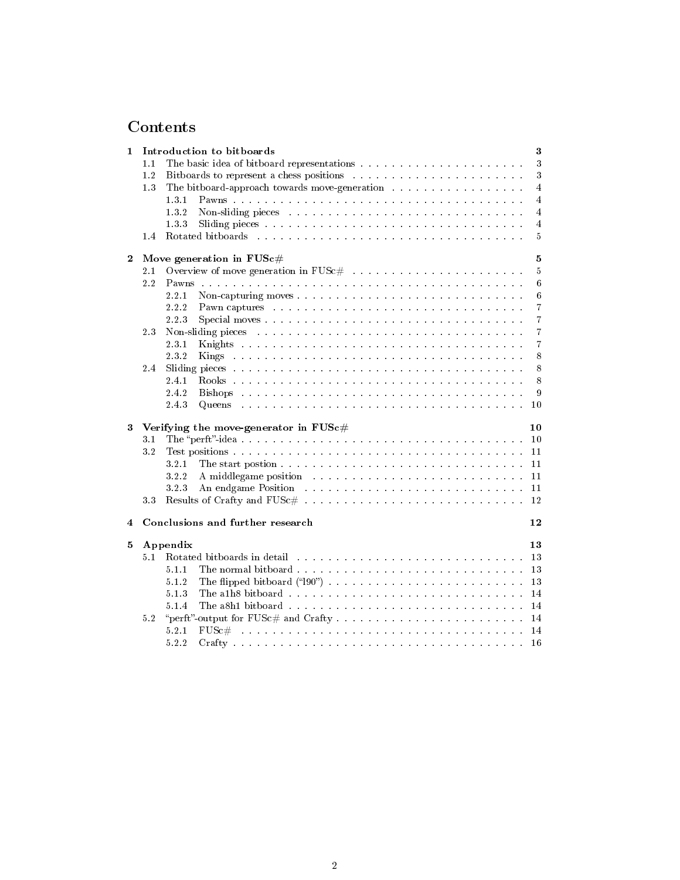# Contents

- **1 Introduction to bitboards** — **3**
  - 1.1 The basic idea of bitboard representations — 3
  - 1.2 Bitboards to represent a chess positions — 3
  - 1.3 The bitboard-approach towards move-generation — 4
    - 1.3.1 Pawns — 4
    - 1.3.2 Non-sliding pieces — 4
    - 1.3.3 Sliding pieces — 4
  - 1.4 Rotated bitboards — 5
- **2 Move generation in FUSc#** — **5**
  - 2.1 Overview of move generation in FUSc# — 5
  - 2.2 Pawns — 6
    - 2.2.1 Non-capturing moves — 6
    - 2.2.2 Pawn captures — 7
    - 2.2.3 Special moves — 7
  - 2.3 Non-sliding pieces — 7
    - 2.3.1 Knights — 7
    - 2.3.2 Kings — 8
  - 2.4 Sliding pieces — 8
    - 2.4.1 Rooks — 8
    - 2.4.2 Bishops — 9
    - 2.4.3 Queens — 10
- **3 Verifying the move-generator in FUSc#** — **10**
  - 3.1 The "perft"-idea — 10
  - 3.2 Test positions — 11
    - 3.2.1 The start postion — 11
    - 3.2.2 A middlegame position — 11
    - 3.2.3 An endgame Position — 11
  - 3.3 Results of Crafty and FUSc# — 12
- **4 Conclusions and further research** — **12**
- **5 Appendix** — **13**
  - 5.1 Rotated bitboards in detail — 13
    - 5.1.1 The normal bitboard — 13
    - 5.1.2 The flipped bitboard ("l90") — 13
    - 5.1.3 The a1h8 bitboard — 14
    - 5.1.4 The a8h1 bitboard — 14
  - 5.2 "perft"-output for FUSc# and Crafty — 14
    - 5.2.1 FUSc# — 14
    - 5.2.2 Crafty — 16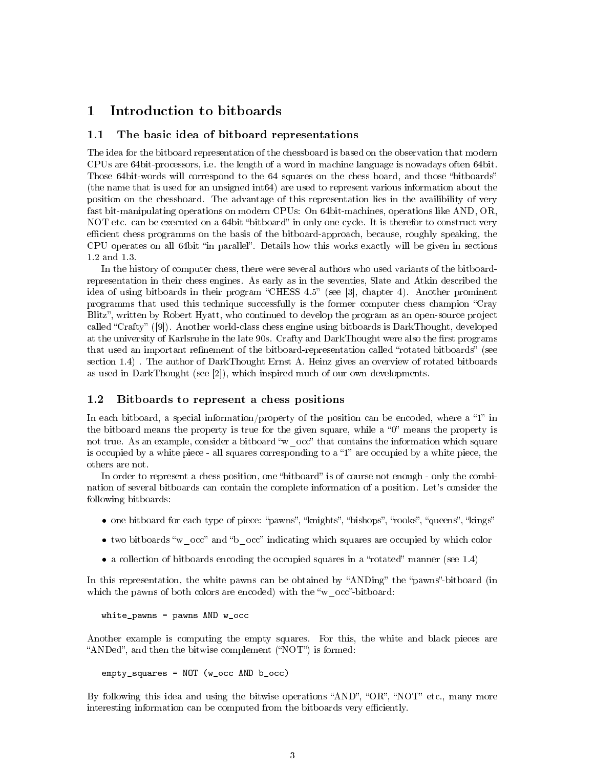# 1 Introduction to bitboards

## 1.1 The basic idea of bitboard representations

The idea for the bitboard representation of the chessboard is based on the observation that modern CPUs are 64bit-processors, i.e. the length of a word in machine language is nowadays often 64bit. Those 64bit-words will correspond to the 64 squares on the chess board, and those "bitboards" (the name that is used for an unsigned int64) are used to represent various information about the position on the chessboard. The advantage of this representation lies in the availibility of very fast bit-manipulating operations on modern CPUs: On 64bit-machines, operations like AND, OR, NOT etc. can be executed on a 64bit "bitboard" in only one cycle. It is therefor to construct very efficient chess programms on the basis of the bitboard-approach, because, roughly speaking, the CPU operates on all 64bit "in parallel". Details how this works exactly will be given in sections 1.2 and 1.3.

In the history of computer chess, there were several authors who used variants of the bitboard-representation in their chess engines. As early as in the seventies, Slate and Atkin described the idea of using bitboards in their program "CHESS 4.5" (see [3], chapter 4). Another prominent programms that used this technique successfully is the former computer chess champion "Cray Blitz", written by Robert Hyatt, who continued to develop the program as an open-source project called "Crafty" ([9]). Another world-class chess engine using bitboards is DarkThought, developed at the university of Karlsruhe in the late 90s. Crafty and DarkThought were also the first programs that used an important refinement of the bitboard-representation called "rotated bitboards" (see section 1.4) . The author of DarkThought Ernst A. Heinz gives an overview of rotated bitboards as used in DarkThought (see [2]), which inspired much of our own developments.

## 1.2 Bitboards to represent a chess positions

In each bitboard, a special information/property of the position can be encoded, where a "1" in the bitboard means the property is true for the given square, while a "0" means the property is not true. As an example, consider a bitboard "w_occ" that contains the information which square is occupied by a white piece - all squares corresponding to a "1" are occupied by a white piece, the others are not.

In order to represent a chess position, one "bitboard" is of course not enough - only the combination of several bitboards can contain the complete information of a position. Let's consider the following bitboards:

- one bitboard for each type of piece: "pawns", "knights", "bishops", "rooks", "queens", "kings"
- two bitboards "w_occ" and "b_occ" indicating which squares are occupied by which color
- a collection of bitboards encoding the occupied squares in a "rotated" manner (see 1.4)

In this representation, the white pawns can be obtained by "ANDing" the "pawns"-bitboard (in which the pawns of both colors are encoded) with the "w_occ"-bitboard:

```
white_pawns = pawns AND w_occ
```

Another example is computing the empty squares. For this, the white and black pieces are "ANDed", and then the bitwise complement ("NOT") is formed:

```
empty_squares = NOT (w_occ AND b_occ)
```

By following this idea and using the bitwise operations "AND", "OR", "NOT" etc., many more interesting information can be computed from the bitboards very efficiently.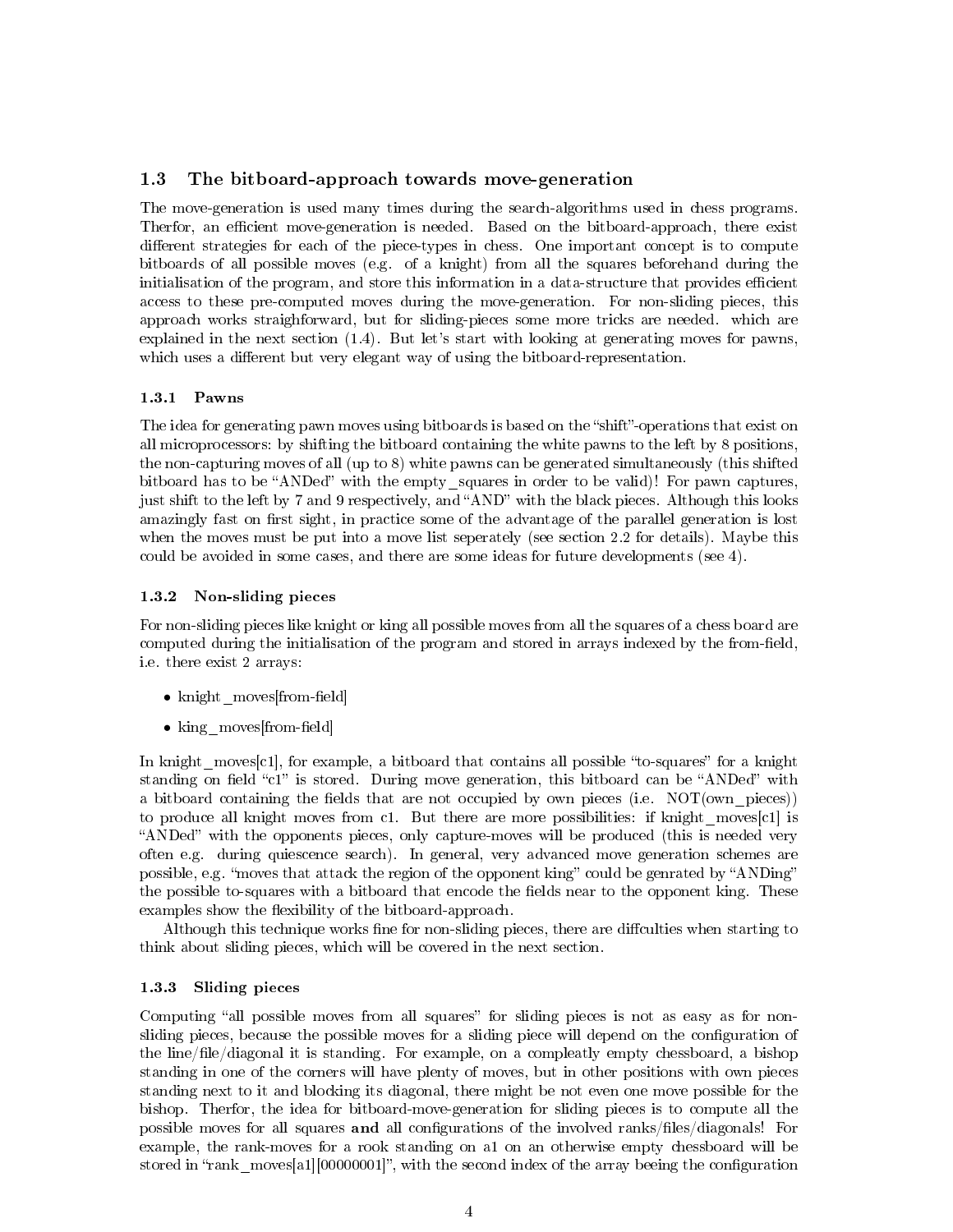## 1.3 The bitboard-approach towards move-generation

The move-generation is used many times during the search-algorithms used in chess programs. Therfor, an efficient move-generation is needed. Based on the bitboard-approach, there exist different strategies for each of the piece-types in chess. One important concept is to compute bitboards of all possible moves (e.g. of a knight) from all the squares beforehand during the initialisation of the program, and store this information in a data-structure that provides efficient access to these pre-computed moves during the move-generation. For non-sliding pieces, this approach works straighforward, but for sliding-pieces some more tricks are needed. which are explained in the next section (1.4). But let's start with looking at generating moves for pawns, which uses a different but very elegant way of using the bitboard-representation.

### 1.3.1 Pawns

The idea for generating pawn moves using bitboards is based on the "shift"-operations that exist on all microprocessors: by shifting the bitboard containing the white pawns to the left by 8 positions, the non-capturing moves of all (up to 8) white pawns can be generated simultaneously (this shifted bitboard has to be "ANDed" with the empty_squares in order to be valid)! For pawn captures, just shift to the left by 7 and 9 respectively, and "AND" with the black pieces. Although this looks amazingly fast on first sight, in practice some of the advantage of the parallel generation is lost when the moves must be put into a move list seperately (see section 2.2 for details). Maybe this could be avoided in some cases, and there are some ideas for future developments (see 4).

### 1.3.2 Non-sliding pieces

For non-sliding pieces like knight or king all possible moves from all the squares of a chess board are computed during the initialisation of the program and stored in arrays indexed by the from-field, i.e. there exist 2 arrays:

- knight_moves[from-field]
- king_moves[from-field]

In knight_moves[c1], for example, a bitboard that contains all possible "to-squares" for a knight standing on field "c1" is stored. During move generation, this bitboard can be "ANDed" with a bitboard containing the fields that are not occupied by own pieces (i.e. NOT(own_pieces)) to produce all knight moves from c1. But there are more possibilities: if knight_moves[c1] is "ANDed" with the opponents pieces, only capture-moves will be produced (this is needed very often e.g. during quiescence search). In general, very advanced move generation schemes are possible, e.g. "moves that attack the region of the opponent king" could be genrated by "ANDing" the possible to-squares with a bitboard that encode the fields near to the opponent king. These examples show the flexibility of the bitboard-approach.

Although this technique works fine for non-sliding pieces, there are diffculties when starting to think about sliding pieces, which will be covered in the next section.

### 1.3.3 Sliding pieces

Computing "all possible moves from all squares" for sliding pieces is not as easy as for non-sliding pieces, because the possible moves for a sliding piece will depend on the configuration of the line/file/diagonal it is standing. For example, on a compleatly empty chessboard, a bishop standing in one of the corners will have plenty of moves, but in other positions with own pieces standing next to it and blocking its diagonal, there might be not even one move possible for the bishop. Therfor, the idea for bitboard-move-generation for sliding pieces is to compute all the possible moves for all squares **and** all configurations of the involved ranks/files/diagonals! For example, the rank-moves for a rook standing on a1 on an otherwise empty chessboard will be stored in "rank_moves[a1][00000001]", with the second index of the array beeing the configuration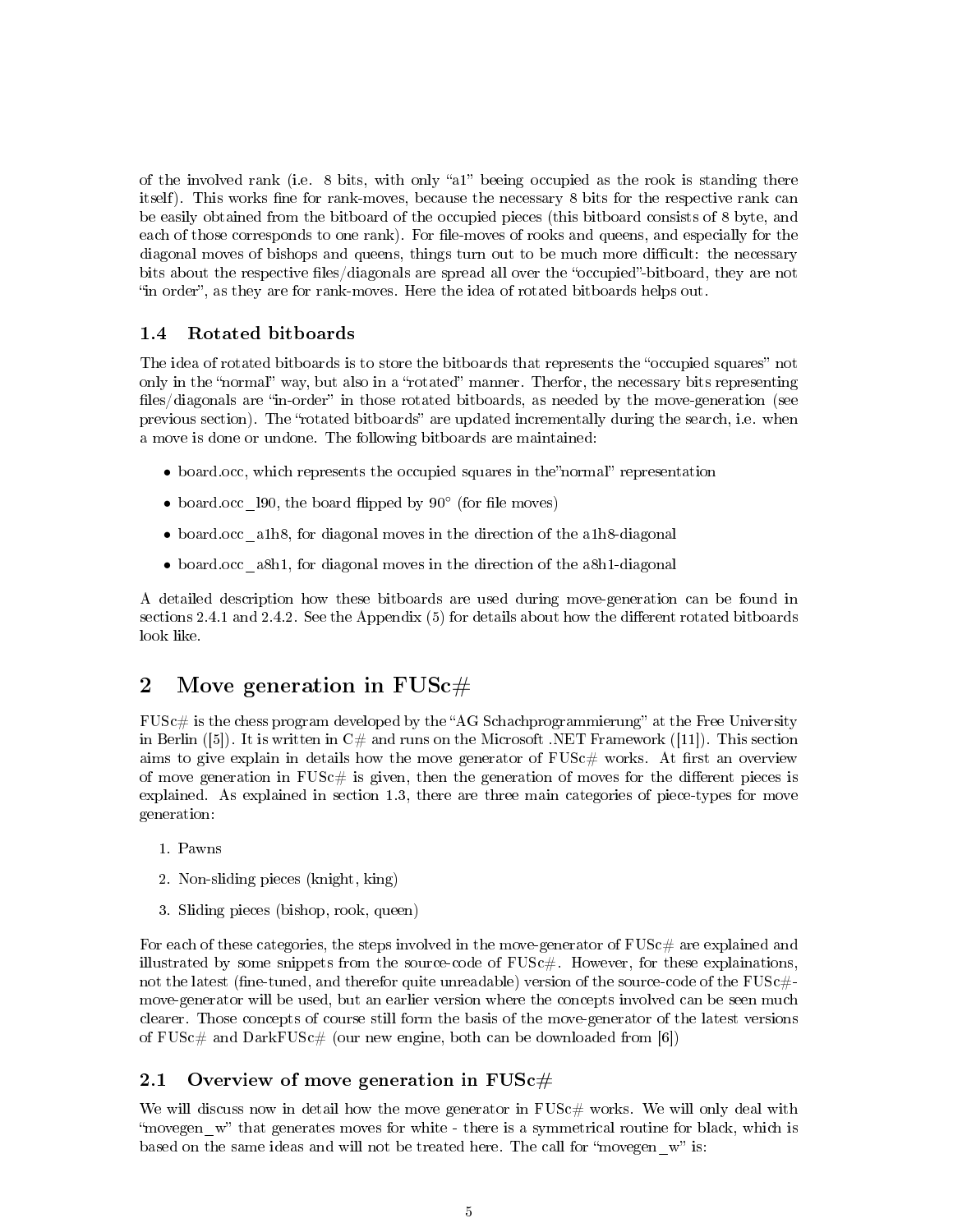of the involved rank (i.e. 8 bits, with only "a1" beeing occupied as the rook is standing there itself). This works fine for rank-moves, because the necessary 8 bits for the respective rank can be easily obtained from the bitboard of the occupied pieces (this bitboard consists of 8 byte, and each of those corresponds to one rank). For file-moves of rooks and queens, and especially for the diagonal moves of bishops and queens, things turn out to be much more difficult: the necessary bits about the respective files/diagonals are spread all over the "occupied"-bitboard, they are not "in order", as they are for rank-moves. Here the idea of rotated bitboards helps out.

### 1.4 Rotated bitboards

The idea of rotated bitboards is to store the bitboards that represents the "occupied squares" not only in the "normal" way, but also in a "rotated" manner. Therfor, the necessary bits representing files/diagonals are "in-order" in those rotated bitboards, as needed by the move-generation (see previous section). The "rotated bitboards" are updated incrementally during the search, i.e. when a move is done or undone. The following bitboards are maintained:

- board.occ, which represents the occupied squares in the"normal" representation
- board.occ_l90, the board flipped by 90° (for file moves)
- board.occ_a1h8, for diagonal moves in the direction of the a1h8-diagonal
- board.occ_a8h1, for diagonal moves in the direction of the a8h1-diagonal

A detailed description how these bitboards are used during move-generation can be found in sections 2.4.1 and 2.4.2. See the Appendix (5) for details about how the different rotated bitboards look like.

## 2 Move generation in FUSc#

FUSc# is the chess program developed by the "AG Schachprogrammierung" at the Free University in Berlin ([5]). It is written in C# and runs on the Microsoft .NET Framework ([11]). This section aims to give explain in details how the move generator of FUSc# works. At first an overview of move generation in FUSc# is given, then the generation of moves for the different pieces is explained. As explained in section 1.3, there are three main categories of piece-types for move generation:

1. Pawns
2. Non-sliding pieces (knight, king)
3. Sliding pieces (bishop, rook, queen)

For each of these categories, the steps involved in the move-generator of FUSc# are explained and illustrated by some snippets from the source-code of FUSc#. However, for these explainations, not the latest (fine-tuned, and therefor quite unreadable) version of the source-code of the FUSc#-move-generator will be used, but an earlier version where the concepts involved can be seen much clearer. Those concepts of course still form the basis of the move-generator of the latest versions of FUSc# and DarkFUSc# (our new engine, both can be downloaded from [6])

### 2.1 Overview of move generation in FUSc#

We will discuss now in detail how the move generator in FUSc# works. We will only deal with "movegen_w" that generates moves for white - there is a symmetrical routine for black, which is based on the same ideas and will not be treated here. The call for "movegen_w" is: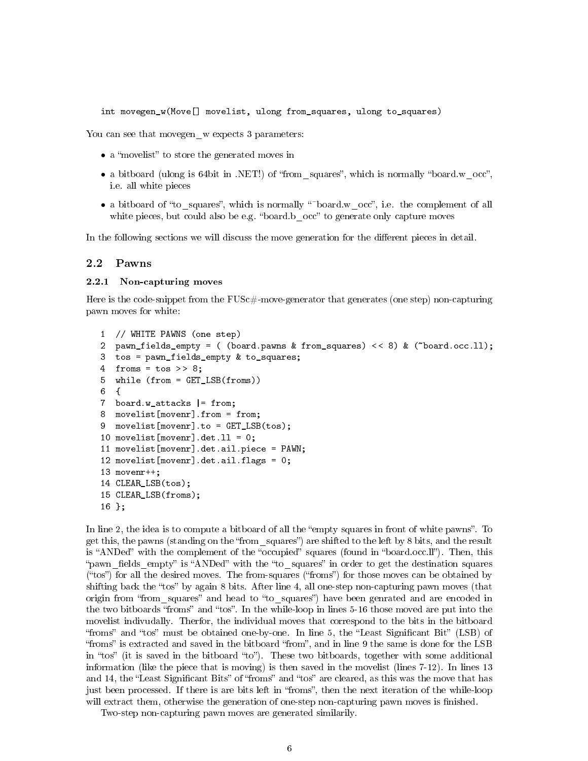```
int movegen_w(Move[] movelist, ulong from_squares, ulong to_squares)
```

You can see that movegen_w expects 3 parameters:

- a "movelist" to store the generated moves in
- a bitboard (ulong is 64bit in .NET!) of "from_squares", which is normally "board.w_occ", i.e. all white pieces
- a bitboard of "to_squares", which is normally "~board.w_occ", i.e. the complement of all white pieces, but could also be e.g. "board.b_occ" to generate only capture moves

In the following sections we will discuss the move generation for the different pieces in detail.

## 2.2 Pawns

### 2.2.1 Non-capturing moves

Here is the code-snippet from the FUSc#-move-generator that generates (one step) non-capturing pawn moves for white:

```
1  // WHITE PAWNS (one step)
2  pawn_fields_empty = ( (board.pawns & from_squares) << 8) & (~board.occ.ll);
3  tos = pawn_fields_empty & to_squares;
4  froms = tos >> 8;
5  while (from = GET_LSB(froms))
6  {
7  board.w_attacks |= from;
8  movelist[movenr].from = from;
9  movelist[movenr].to = GET_LSB(tos);
10 movelist[movenr].det.ll = 0;
11 movelist[movenr].det.ail.piece = PAWN;
12 movelist[movenr].det.ail.flags = 0;
13 movenr++;
14 CLEAR_LSB(tos);
15 CLEAR_LSB(froms);
16 };
```

In line 2, the idea is to compute a bitboard of all the "empty squares in front of white pawns". To get this, the pawns (standing on the "from_squares") are shifted to the left by 8 bits, and the result is "ANDed" with the complement of the "occupied" squares (found in "board.occ.ll"). Then, this "pawn_fields_empty" is "ANDed" with the "to_squares" in order to get the destination squares ("tos") for all the desired moves. The from-squares ("froms") for those moves can be obtained by shifting back the "tos" by again 8 bits. After line 4, all one-step non-capturing pawn moves (that origin from "from_squares" and head to "to_squares") have been genrated and are encoded in the two bitboards "froms" and "tos". In the while-loop in lines 5-16 those moved are put into the movelist indivudally. Therfor, the individual moves that correspond to the bits in the bitboard "froms" and "tos" must be obtained one-by-one. In line 5, the "Least Significant Bit" (LSB) of "froms" is extracted and saved in the bitboard "from", and in line 9 the same is done for the LSB in "tos" (it is saved in the bitboard "to"). These two bitboards, together with some additional information (like the piece that is moving) is then saved in the movelist (lines 7-12). In lines 13 and 14, the "Least Significant Bits" of "froms" and "tos" are cleared, as this was the move that has just been processed. If there is are bits left in "froms", then the next iteration of the while-loop will extract them, otherwise the generation of one-step non-capturing pawn moves is finished.

Two-step non-capturing pawn moves are generated similarily.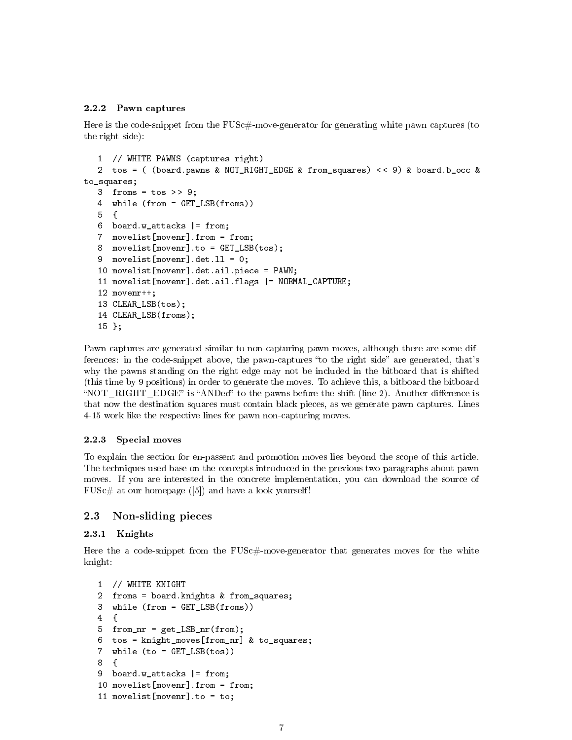### 2.2.2 Pawn captures

Here is the code-snippet from the FUSc#-move-generator for generating white pawn captures (to the right side):

```
   1  // WHITE PAWNS (captures right)
   2  tos = ( (board.pawns & NOT_RIGHT_EDGE & from_squares) << 9) & board.b_occ &
to_squares;
   3  froms = tos >> 9;
   4  while (from = GET_LSB(froms))
   5  {
   6  board.w_attacks |= from;
   7  movelist[movenr].from = from;
   8  movelist[movenr].to = GET_LSB(tos);
   9  movelist[movenr].det.ll = 0;
   10 movelist[movenr].det.ail.piece = PAWN;
   11 movelist[movenr].det.ail.flags |= NORMAL_CAPTURE;
   12 movenr++;
   13 CLEAR_LSB(tos);
   14 CLEAR_LSB(froms);
   15 };
```

Pawn captures are generated similar to non-capturing pawn moves, although there are some differences: in the code-snippet above, the pawn-captures "to the right side" are generated, that's why the pawns standing on the right edge may not be included in the bitboard that is shifted (this time by 9 positions) in order to generate the moves. To achieve this, a bitboard the bitboard "NOT_RIGHT_EDGE" is "ANDed" to the pawns before the shift (line 2). Another difference is that now the destination squares must contain black pieces, as we generate pawn captures. Lines 4-15 work like the respective lines for pawn non-capturing moves.

### 2.2.3 Special moves

To explain the section for en-passent and promotion moves lies beyond the scope of this article. The techniques used base on the concepts introduced in the previous two paragraphs about pawn moves. If you are interested in the concrete implementation, you can download the source of FUSc# at our homepage ([5]) and have a look yourself!

## 2.3 Non-sliding pieces

### 2.3.1 Knights

Here the a code-snippet from the FUSc#-move-generator that generates moves for the white knight:

```
   1  // WHITE KNIGHT
   2  froms = board.knights & from_squares;
   3  while (from = GET_LSB(froms))
   4  {
   5  from_nr = get_LSB_nr(from);
   6  tos = knight_moves[from_nr] & to_squares;
   7  while (to = GET_LSB(tos))
   8  {
   9  board.w_attacks |= from;
   10 movelist[movenr].from = from;
   11 movelist[movenr].to = to;
```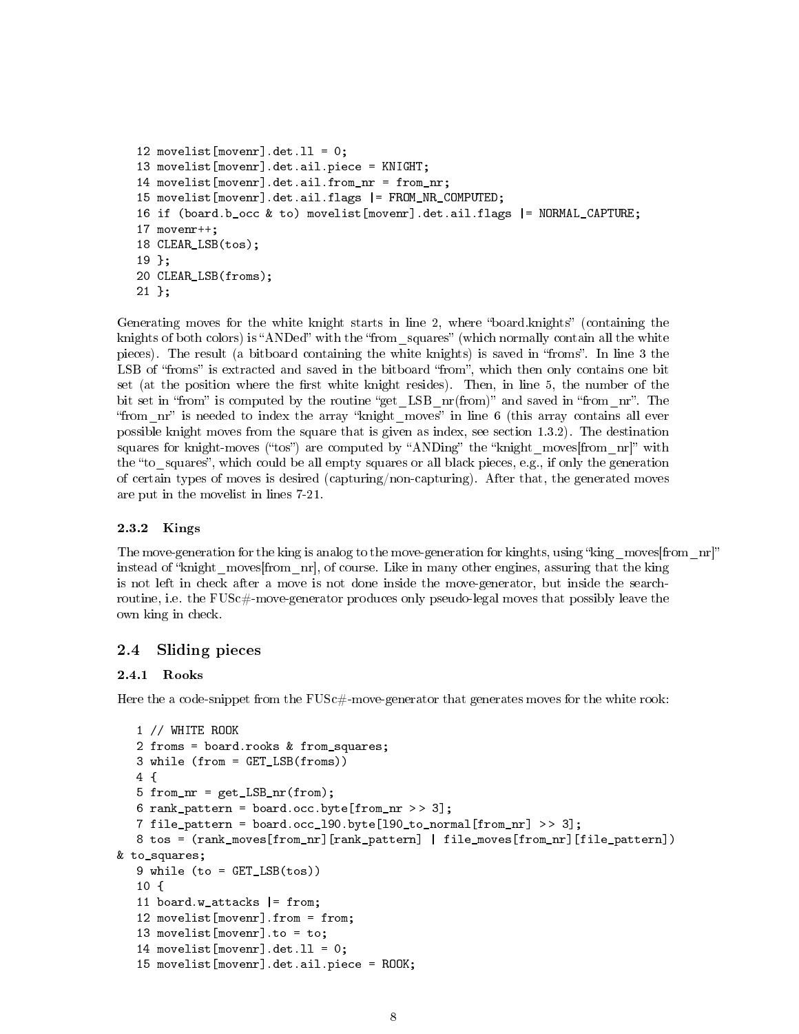```
12 movelist[movenr].det.ll = 0;
13 movelist[movenr].det.ail.piece = KNIGHT;
14 movelist[movenr].det.ail.from_nr = from_nr;
15 movelist[movenr].det.ail.flags |= FROM_NR_COMPUTED;
16 if (board.b_occ & to) movelist[movenr].det.ail.flags |= NORMAL_CAPTURE;
17 movenr++;
18 CLEAR_LSB(tos);
19 };
20 CLEAR_LSB(froms);
21 };
```

Generating moves for the white knight starts in line 2, where "board.knights" (containing the knights of both colors) is "ANDed" with the "from_squares" (which normally contain all the white pieces). The result (a bitboard containing the white knights) is saved in "froms". In line 3 the LSB of "froms" is extracted and saved in the bitboard "from", which then only contains one bit set (at the position where the first white knight resides). Then, in line 5, the number of the bit set in "from" is computed by the routine "get_LSB_nr(from)" and saved in "from_nr". The "from_nr" is needed to index the array "knight_moves" in line 6 (this array contains all ever possible knight moves from the square that is given as index, see section 1.3.2). The destination squares for knight-moves ("tos") are computed by "ANDing" the "knight_moves[from_nr]" with the "to_squares", which could be all empty squares or all black pieces, e.g., if only the generation of certain types of moves is desired (capturing/non-capturing). After that, the generated moves are put in the movelist in lines 7-21.

### 2.3.2 Kings

The move-generation for the king is analog to the move-generation for kinghts, using "king_moves[from_nr]" instead of "knight_moves[from_nr], of course. Like in many other engines, assuring that the king is not left in check after a move is not done inside the move-generator, but inside the search-routine, i.e. the FUSc#-move-generator produces only pseudo-legal moves that possibly leave the own king in check.

## 2.4 Sliding pieces

### 2.4.1 Rooks

Here the a code-snippet from the FUSc#-move-generator that generates moves for the white rook:

```
1 // WHITE ROOK
2 froms = board.rooks & from_squares;
3 while (from = GET_LSB(froms))
4 {
5 from_nr = get_LSB_nr(from);
6 rank_pattern = board.occ.byte[from_nr >> 3];
7 file_pattern = board.occ_l90.byte[l90_to_normal[from_nr] >> 3];
8 tos = (rank_moves[from_nr][rank_pattern] | file_moves[from_nr][file_pattern])
& to_squares;
9 while (to = GET_LSB(tos))
10 {
11 board.w_attacks |= from;
12 movelist[movenr].from = from;
13 movelist[movenr].to = to;
14 movelist[movenr].det.ll = 0;
15 movelist[movenr].det.ail.piece = ROOK;
```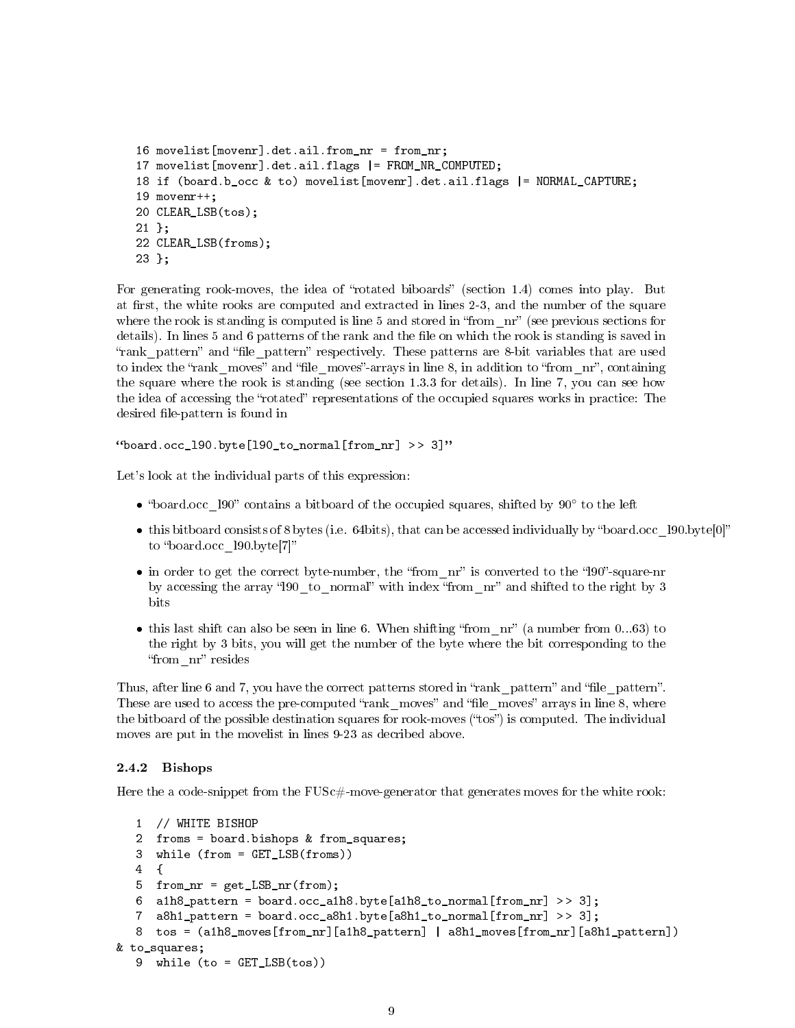```
16 movelist[movenr].det.ail.from_nr = from_nr;
17 movelist[movenr].det.ail.flags |= FROM_NR_COMPUTED;
18 if (board.b_occ & to) movelist[movenr].det.ail.flags |= NORMAL_CAPTURE;
19 movenr++;
20 CLEAR_LSB(tos);
21 };
22 CLEAR_LSB(froms);
23 };
```

For generating rook-moves, the idea of "rotated biboards" (section 1.4) comes into play. But at first, the white rooks are computed and extracted in lines 2-3, and the number of the square where the rook is standing is computed is line 5 and stored in "from_nr" (see previous sections for details). In lines 5 and 6 patterns of the rank and the file on which the rook is standing is saved in "rank_pattern" and "file_pattern" respectively. These patterns are 8-bit variables that are used to index the "rank_moves" and "file_moves"-arrays in line 8, in addition to "from_nr", containing the square where the rook is standing (see section 1.3.3 for details). In line 7, you can see how the idea of accessing the "rotated" representations of the occupied squares works in practice: The desired file-pattern is found in

"board.occ_l90.byte[l90_to_normal[from_nr] >> 3]"

Let's look at the individual parts of this expression:

- "board.occ_l90" contains a bitboard of the occupied squares, shifted by 90° to the left
- this bitboard consists of 8 bytes (i.e. 64bits), that can be accessed individually by "board.occ_l90.byte[0]" to "board.occ_l90.byte[7]"
- in order to get the correct byte-number, the "from_nr" is converted to the "l90"-square-nr by accessing the array "l90_to_normal" with index "from_nr" and shifted to the right by 3 bits
- this last shift can also be seen in line 6. When shifting "from_nr" (a number from 0...63) to the right by 3 bits, you will get the number of the byte where the bit corresponding to the "from_nr" resides

Thus, after line 6 and 7, you have the correct patterns stored in "rank_pattern" and "file_pattern". These are used to access the pre-computed "rank_moves" and "file_moves" arrays in line 8, where the bitboard of the possible destination squares for rook-moves ("tos") is computed. The individual moves are put in the movelist in lines 9-23 as decribed above.

### 2.4.2 Bishops

Here the a code-snippet from the FUSc#-move-generator that generates moves for the white rook:

```
1 // WHITE BISHOP
2 froms = board.bishops & from_squares;
3 while (from = GET_LSB(froms))
4 {
5 from_nr = get_LSB_nr(from);
6 a1h8_pattern = board.occ_a1h8.byte[a1h8_to_normal[from_nr] >> 3];
7 a8h1_pattern = board.occ_a8h1.byte[a8h1_to_normal[from_nr] >> 3];
8 tos = (a1h8_moves[from_nr][a1h8_pattern] | a8h1_moves[from_nr][a8h1_pattern])
& to_squares;
9 while (to = GET_LSB(tos))
```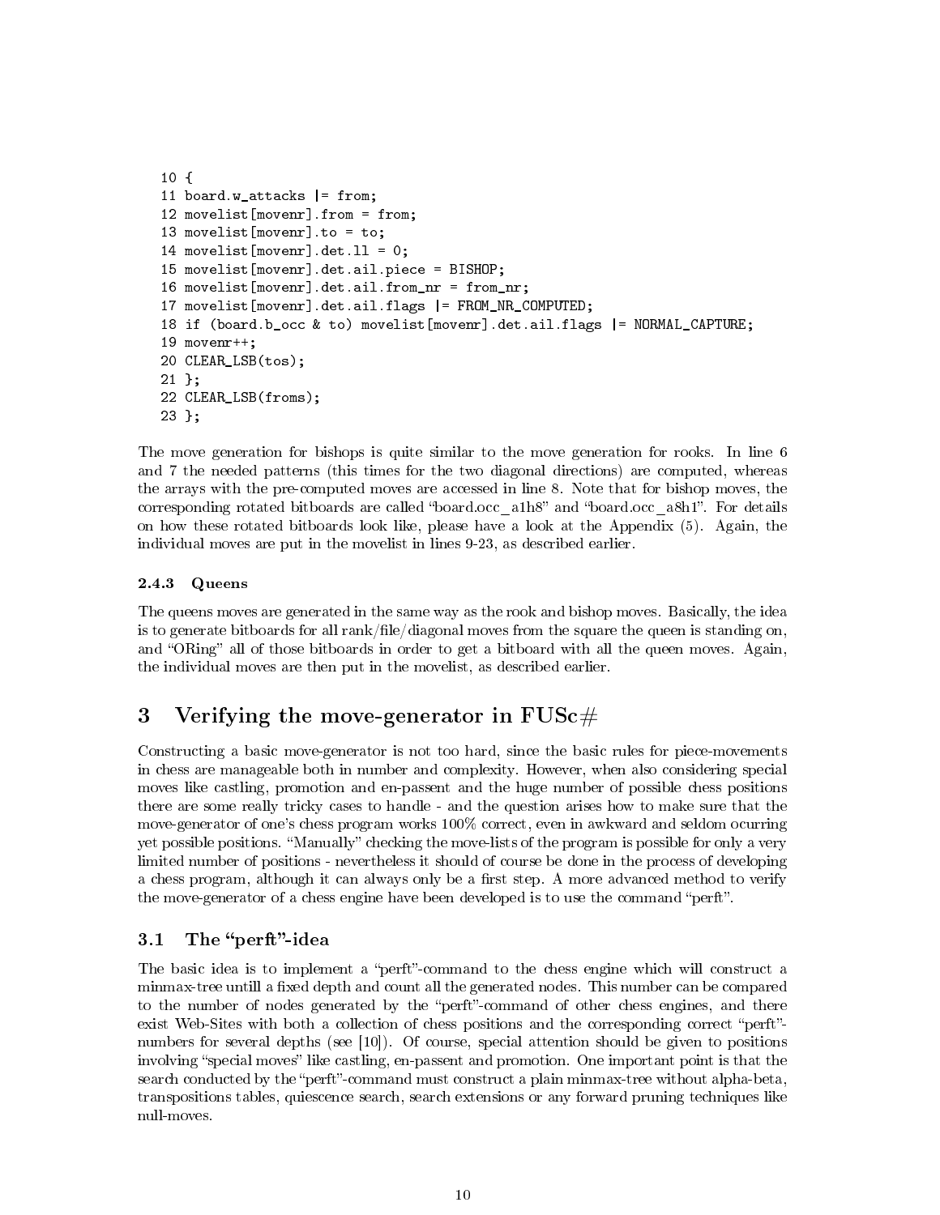```
10 {
11 board.w_attacks |= from;
12 movelist[movenr].from = from;
13 movelist[movenr].to = to;
14 movelist[movenr].det.ll = 0;
15 movelist[movenr].det.ail.piece = BISHOP;
16 movelist[movenr].det.ail.from_nr = from_nr;
17 movelist[movenr].det.ail.flags |= FROM_NR_COMPUTED;
18 if (board.b_occ & to) movelist[movenr].det.ail.flags |= NORMAL_CAPTURE;
19 movenr++;
20 CLEAR_LSB(tos);
21 };
22 CLEAR_LSB(froms);
23 };
```

The move generation for bishops is quite similar to the move generation for rooks. In line 6 and 7 the needed patterns (this times for the two diagonal directions) are computed, whereas the arrays with the pre-computed moves are accessed in line 8. Note that for bishop moves, the corresponding rotated bitboards are called "board.occ_a1h8" and "board.occ_a8h1". For details on how these rotated bitboards look like, please have a look at the Appendix (5). Again, the individual moves are put in the movelist in lines 9-23, as described earlier.

#### 2.4.3 Queens

The queens moves are generated in the same way as the rook and bishop moves. Basically, the idea is to generate bitboards for all rank/file/diagonal moves from the square the queen is standing on, and "ORing" all of those bitboards in order to get a bitboard with all the queen moves. Again, the individual moves are then put in the movelist, as described earlier.

## 3 Verifying the move-generator in FUSc#

Constructing a basic move-generator is not too hard, since the basic rules for piece-movements in chess are manageable both in number and complexity. However, when also considering special moves like castling, promotion and en-passent and the huge number of possible chess positions there are some really tricky cases to handle - and the question arises how to make sure that the move-generator of one's chess program works 100% correct, even in awkward and seldom ocurring yet possible positions. "Manually" checking the move-lists of the program is possible for only a very limited number of positions - nevertheless it should of course be done in the process of developing a chess program, although it can always only be a first step. A more advanced method to verify the move-generator of a chess engine have been developed is to use the command "perft".

### 3.1 The "perft"-idea

The basic idea is to implement a "perft"-command to the chess engine which will construct a minmax-tree untill a fixed depth and count all the generated nodes. This number can be compared to the number of nodes generated by the "perft"-command of other chess engines, and there exist Web-Sites with both a collection of chess positions and the corresponding correct "perft"-numbers for several depths (see [10]). Of course, special attention should be given to positions involving "special moves" like castling, en-passent and promotion. One important point is that the search conducted by the "perft"-command must construct a plain minmax-tree without alpha-beta, transpositions tables, quiescence search, search extensions or any forward pruning techniques like null-moves.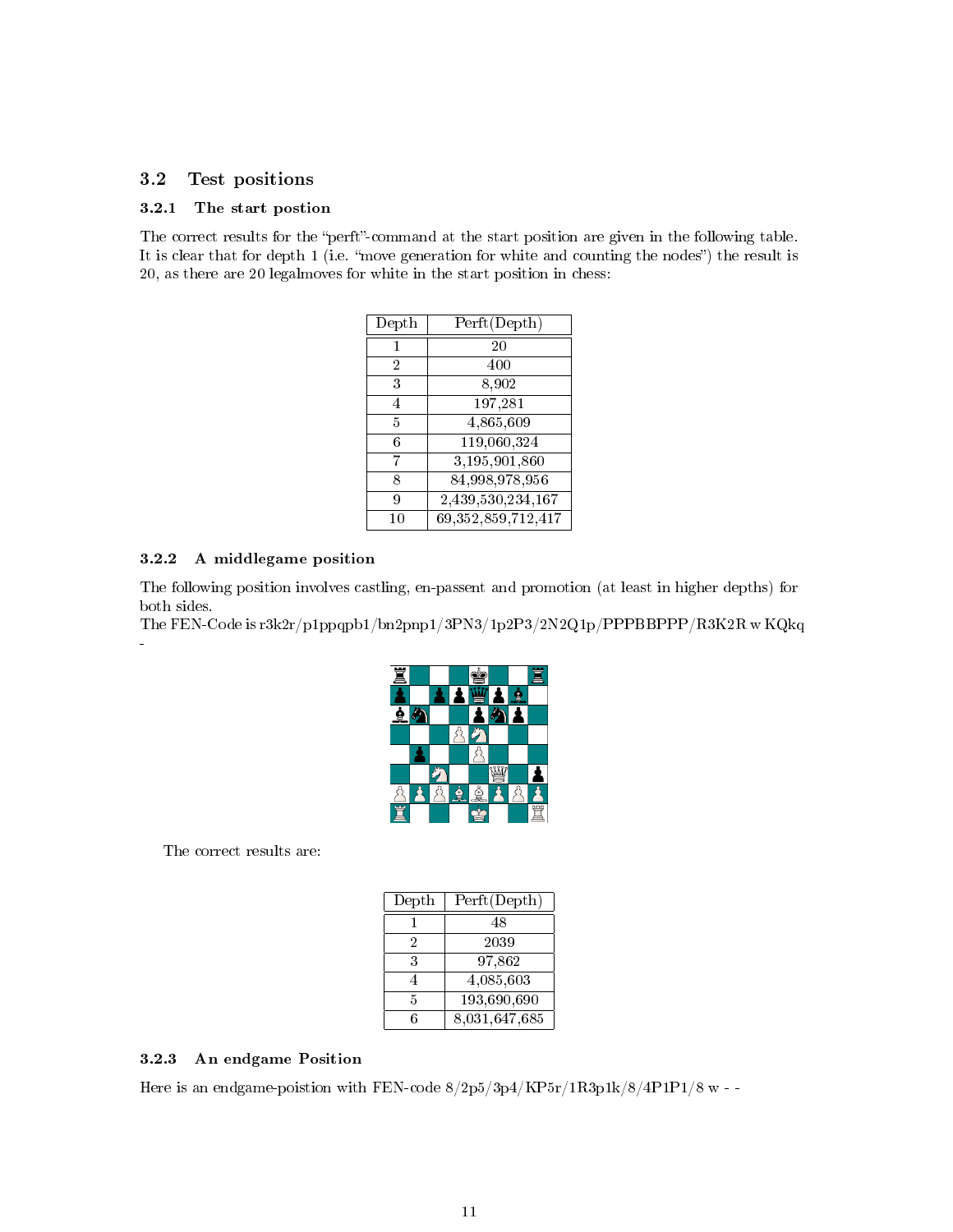## 3.2 Test positions

### 3.2.1 The start postion

The correct results for the "perft"-command at the start position are given in the following table. It is clear that for depth 1 (i.e. "move generation for white and counting the nodes") the result is 20, as there are 20 legalmoves for white in the start position in chess:

| Depth | Perft(Depth) |
|---|---|
| 1 | 20 |
| 2 | 400 |
| 3 | 8,902 |
| 4 | 197,281 |
| 5 | 4,865,609 |
| 6 | 119,060,324 |
| 7 | 3,195,901,860 |
| 8 | 84,998,978,956 |
| 9 | 2,439,530,234,167 |
| 10 | 69,352,859,712,417 |

### 3.2.2 A middlegame position

The following position involves castling, en-passent and promotion (at least in higher depths) for both sides.
The FEN-Code is r3k2r/p1ppqpb1/bn2pnp1/3PN3/1p2P3/2N2Q1p/PPPBBPPP/R3K2R w KQkq -

The correct results are:

| Depth | Perft(Depth) |
|---|---|
| 1 | 48 |
| 2 | 2039 |
| 3 | 97,862 |
| 4 | 4,085,603 |
| 5 | 193,690,690 |
| 6 | 8,031,647,685 |

### 3.2.3 An endgame Position

Here is an endgame-poistion with FEN-code 8/2p5/3p4/KP5r/1R3p1k/8/4P1P1/8 w - -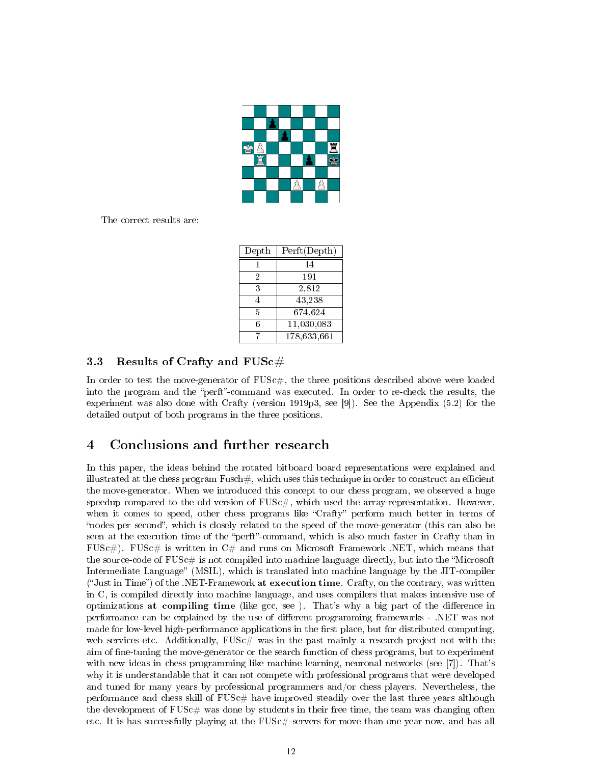The correct results are:

| Depth | Perft(Depth) |
|---|---|
| 1 | 14 |
| 2 | 191 |
| 3 | 2,812 |
| 4 | 43,238 |
| 5 | 674,624 |
| 6 | 11,030,083 |
| 7 | 178,633,661 |

### 3.3 Results of Crafty and FUSc#

In order to test the move-generator of FUSc#, the three positions described above were loaded into the program and the "perft"-command was executed. In order to re-check the results, the experiment was also done with Crafty (version 1919p3, see [9]). See the Appendix (5.2) for the detailed output of both programs in the three positions.

## 4 Conclusions and further research

In this paper, the ideas behind the rotated bitboard board representations were explained and illustrated at the chess program Fusch#, which uses this technique in order to construct an efficient the move-generator. When we introduced this concept to our chess program, we observed a huge speedup compared to the old version of FUSc#, which used the array-representation. However, when it comes to speed, other chess programs like "Crafty" perform much better in terms of "nodes per second", which is closely related to the speed of the move-generator (this can also be seen at the execution time of the "perft"-command, which is also much faster in Crafty than in FUSc#). FUSc# is written in C# and runs on Microsoft Framework .NET, which means that the source-code of FUSc# is not compiled into machine language directly, but into the "Microsoft Intermediate Language" (MSIL), which is translated into machine language by the JIT-compiler ("Just in Time") of the .NET-Framework **at execution time**. Crafty, on the contrary, was written in C, is compiled directly into machine language, and uses compilers that makes intensive use of optimizations **at compiling time** (like gcc, see ). That's why a big part of the difference in performance can be explained by the use of different programming frameworks - .NET was not made for low-level high-performance applications in the first place, but for distributed computing, web services etc. Additionally, FUSc# was in the past mainly a research project not with the aim of fine-tuning the move-generator or the search function of chess programs, but to experiment with new ideas in chess programming like machine learning, neuronal networks (see [7]). That's why it is understandable that it can not compete with professional programs that were developed and tuned for many years by professional programmers and/or chess players. Nevertheless, the performance and chess skill of FUSc# have improved steadily over the last three years although the development of FUSc# was done by students in their free time, the team was changing often etc. It is has successfully playing at the FUSc#-servers for move than one year now, and has all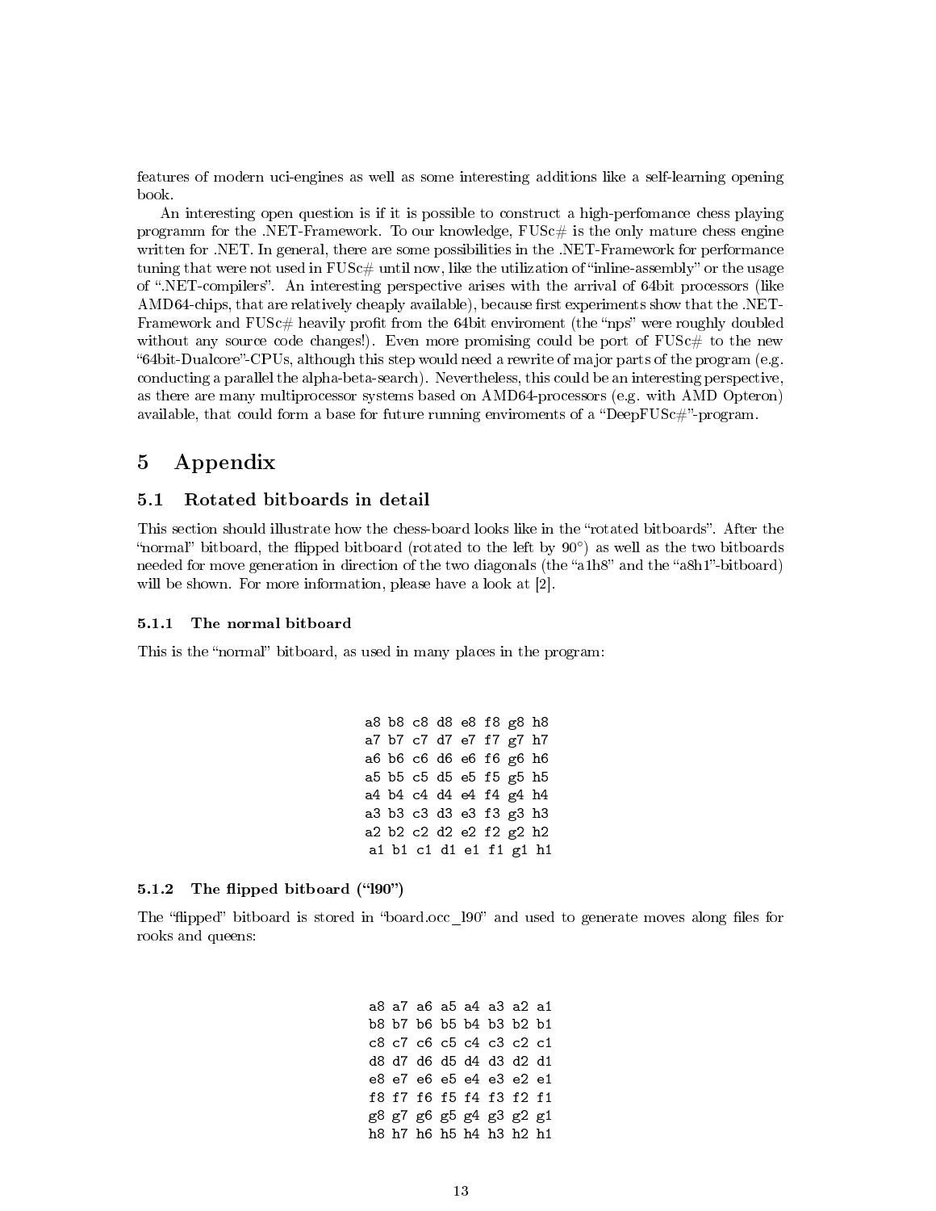features of modern uci-engines as well as some interesting additions like a self-learning opening book.

An interesting open question is if it is possible to construct a high-perfomance chess playing programm for the .NET-Framework. To our knowledge, FUSc# is the only mature chess engine written for .NET. In general, there are some possibilities in the .NET-Framework for performance tuning that were not used in FUSc# until now, like the utilization of "inline-assembly" or the usage of ".NET-compilers". An interesting perspective arises with the arrival of 64bit processors (like AMD64-chips, that are relatively cheaply available), because first experiments show that the .NET-Framework and FUSc# heavily profit from the 64bit enviroment (the "nps" were roughly doubled without any source code changes!). Even more promising could be port of FUSc# to the new "64bit-Dualcore"-CPUs, although this step would need a rewrite of major parts of the program (e.g. conducting a parallel the alpha-beta-search). Nevertheless, this could be an interesting perspective, as there are many multiprocessor systems based on AMD64-processors (e.g. with AMD Opteron) available, that could form a base for future running enviroments of a "DeepFUSc#"-program.

# 5 Appendix

## 5.1 Rotated bitboards in detail

This section should illustrate how the chess-board looks like in the "rotated bitboards". After the "normal" bitboard, the flipped bitboard (rotated to the left by 90°) as well as the two bitboards needed for move generation in direction of the two diagonals (the "a1h8" and the "a8h1"-bitboard) will be shown. For more information, please have a look at [2].

### 5.1.1 The normal bitboard

This is the "normal" bitboard, as used in many places in the program:

```
a8 b8 c8 d8 e8 f8 g8 h8
a7 b7 c7 d7 e7 f7 g7 h7
a6 b6 c6 d6 e6 f6 g6 h6
a5 b5 c5 d5 e5 f5 g5 h5
a4 b4 c4 d4 e4 f4 g4 h4
a3 b3 c3 d3 e3 f3 g3 h3
a2 b2 c2 d2 e2 f2 g2 h2
a1 b1 c1 d1 e1 f1 g1 h1
```

### 5.1.2 The flipped bitboard ("l90")

The "flipped" bitboard is stored in "board.occ_l90" and used to generate moves along files for rooks and queens:

```
a8 a7 a6 a5 a4 a3 a2 a1
b8 b7 b6 b5 b4 b3 b2 b1
c8 c7 c6 c5 c4 c3 c2 c1
d8 d7 d6 d5 d4 d3 d2 d1
e8 e7 e6 e5 e4 e3 e2 e1
f8 f7 f6 f5 f4 f3 f2 f1
g8 g7 g6 g5 g4 g3 g2 g1
h8 h7 h6 h5 h4 h3 h2 h1
```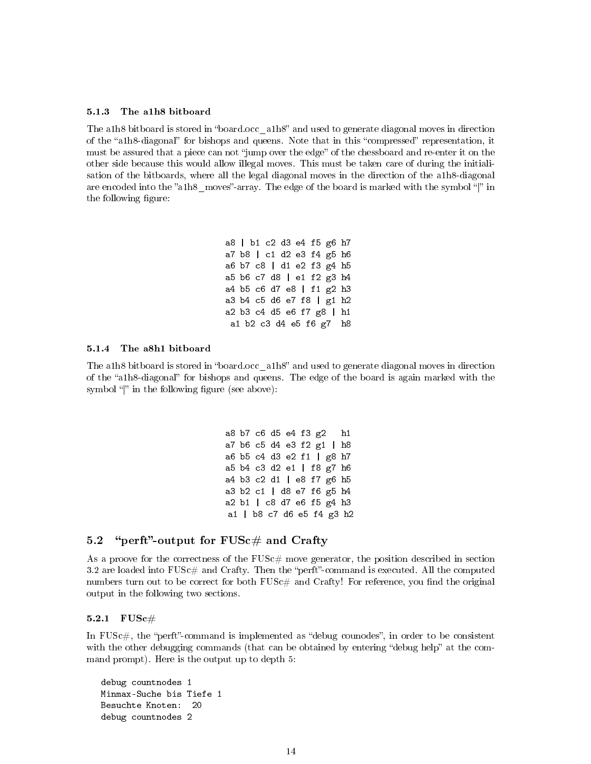### 5.1.3 The a1h8 bitboard

The a1h8 bitboard is stored in "board.occ_a1h8" and used to generate diagonal moves in direction of the "a1h8-diagonal" for bishops and queens. Note that in this "compressed" representation, it must be assured that a piece can not "jump over the edge" of the chessboard and re-enter it on the other side because this would allow illegal moves. This must be taken care of during the initialisation of the bitboards, where all the legal diagonal moves in the direction of the a1h8-diagonal are encoded into the "a1h8_moves"-array. The edge of the board is marked with the symbol "|" in the following figure:

```
a8 | b1 c2 d3 e4 f5 g6 h7
a7 b8 | c1 d2 e3 f4 g5 h6
a6 b7 c8 | d1 e2 f3 g4 h5
a5 b6 c7 d8 | e1 f2 g3 h4
a4 b5 c6 d7 e8 | f1 g2 h3
a3 b4 c5 d6 e7 f8 | g1 h2
a2 b3 c4 d5 e6 f7 g8 | h1
 a1 b2 c3 d4 e5 f6 g7  h8
```

### 5.1.4 The a8h1 bitboard

The a1h8 bitboard is stored in "board.occ_a1h8" and used to generate diagonal moves in direction of the "a1h8-diagonal" for bishops and queens. The edge of the board is again marked with the symbol "|" in the following figure (see above):

```
a8 b7 c6 d5 e4 f3 g2   h1
a7 b6 c5 d4 e3 f2 g1 | h8
a6 b5 c4 d3 e2 f1 | g8 h7
a5 b4 c3 d2 e1 | f8 g7 h6
a4 b3 c2 d1 | e8 f7 g6 h5
a3 b2 c1 | d8 e7 f6 g5 h4
a2 b1 | c8 d7 e6 f5 g4 h3
 a1 | b8 c7 d6 e5 f4 g3 h2
```

## 5.2 "perft"-output for FUSc# and Crafty

As a proove for the correctness of the FUSc# move generator, the position described in section 3.2 are loaded into FUSc# and Crafty. Then the "perft"-command is executed. All the computed numbers turn out to be correct for both FUSc# and Crafty! For reference, you find the original output in the following two sections.

### 5.2.1 FUSc#

In FUSc#, the "perft"-command is implemented as "debug counodes", in order to be consistent with the other debugging commands (that can be obtained by entering "debug help" at the command prompt). Here is the output up to depth 5:

```
debug countnodes 1
Minmax-Suche bis Tiefe 1
Besuchte Knoten:  20
debug countnodes 2
```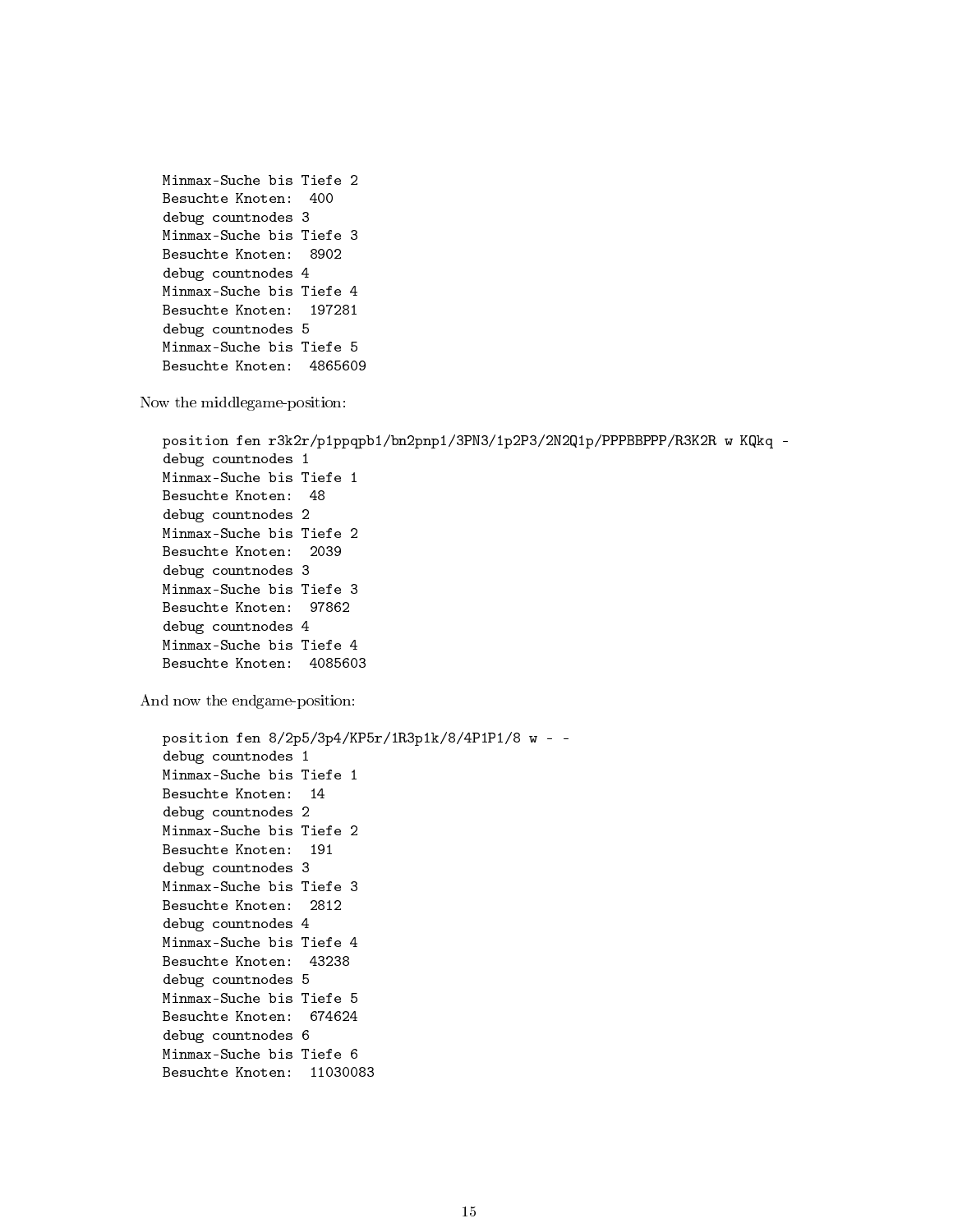```
Minmax-Suche bis Tiefe 2
Besuchte Knoten:  400
debug countnodes 3
Minmax-Suche bis Tiefe 3
Besuchte Knoten:  8902
debug countnodes 4
Minmax-Suche bis Tiefe 4
Besuchte Knoten:  197281
debug countnodes 5
Minmax-Suche bis Tiefe 5
Besuchte Knoten:  4865609
```

Now the middlegame-position:

```
position fen r3k2r/p1ppqpb1/bn2pnp1/3PN3/1p2P3/2N2Q1p/PPPBBPPP/R3K2R w KQkq -
debug countnodes 1
Minmax-Suche bis Tiefe 1
Besuchte Knoten:  48
debug countnodes 2
Minmax-Suche bis Tiefe 2
Besuchte Knoten:  2039
debug countnodes 3
Minmax-Suche bis Tiefe 3
Besuchte Knoten:  97862
debug countnodes 4
Minmax-Suche bis Tiefe 4
Besuchte Knoten:  4085603
```

And now the endgame-position:

```
position fen 8/2p5/3p4/KP5r/1R3p1k/8/4P1P1/8 w - -
debug countnodes 1
Minmax-Suche bis Tiefe 1
Besuchte Knoten:  14
debug countnodes 2
Minmax-Suche bis Tiefe 2
Besuchte Knoten:  191
debug countnodes 3
Minmax-Suche bis Tiefe 3
Besuchte Knoten:  2812
debug countnodes 4
Minmax-Suche bis Tiefe 4
Besuchte Knoten:  43238
debug countnodes 5
Minmax-Suche bis Tiefe 5
Besuchte Knoten:  674624
debug countnodes 6
Minmax-Suche bis Tiefe 6
Besuchte Knoten:  11030083
```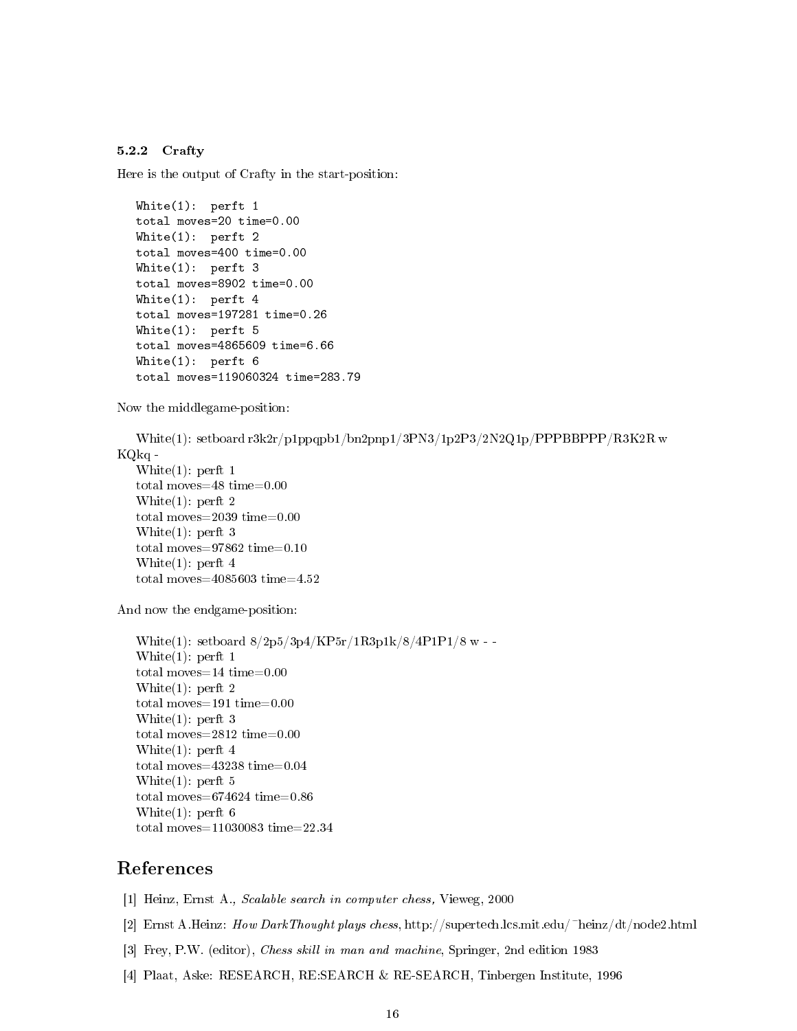### 5.2.2 Crafty

Here is the output of Crafty in the start-position:

```
White(1):  perft 1
total moves=20 time=0.00
White(1):  perft 2
total moves=400 time=0.00
White(1):  perft 3
total moves=8902 time=0.00
White(1):  perft 4
total moves=197281 time=0.26
White(1):  perft 5
total moves=4865609 time=6.66
White(1):  perft 6
total moves=119060324 time=283.79
```

Now the middlegame-position:

White(1): setboard r3k2r/p1ppqpb1/bn2pnp1/3PN3/1p2P3/2N2Q1p/PPPBBPPP/R3K2R w KQkq -
White(1): perft 1
total moves=48 time=0.00
White(1): perft 2
total moves=2039 time=0.00
White(1): perft 3
total moves=97862 time=0.10
White(1): perft 4
total moves=4085603 time=4.52

And now the endgame-position:

White(1): setboard 8/2p5/3p4/KP5r/1R3p1k/8/4P1P1/8 w - -
White(1): perft 1
total moves=14 time=0.00
White(1): perft 2
total moves=191 time=0.00
White(1): perft 3
total moves=2812 time=0.00
White(1): perft 4
total moves=43238 time=0.04
White(1): perft 5
total moves=674624 time=0.86
White(1): perft 6
total moves=11030083 time=22.34

# References

[1] Heinz, Ernst A., *Scalable search in computer chess,* Vieweg, 2000

[2] Ernst A.Heinz: *How DarkThought plays chess*, http://supertech.lcs.mit.edu/~heinz/dt/node2.html

[3] Frey, P.W. (editor), *Chess skill in man and machine*, Springer, 2nd edition 1983

[4] Plaat, Aske: RESEARCH, RE:SEARCH & RE-SEARCH, Tinbergen Institute, 1996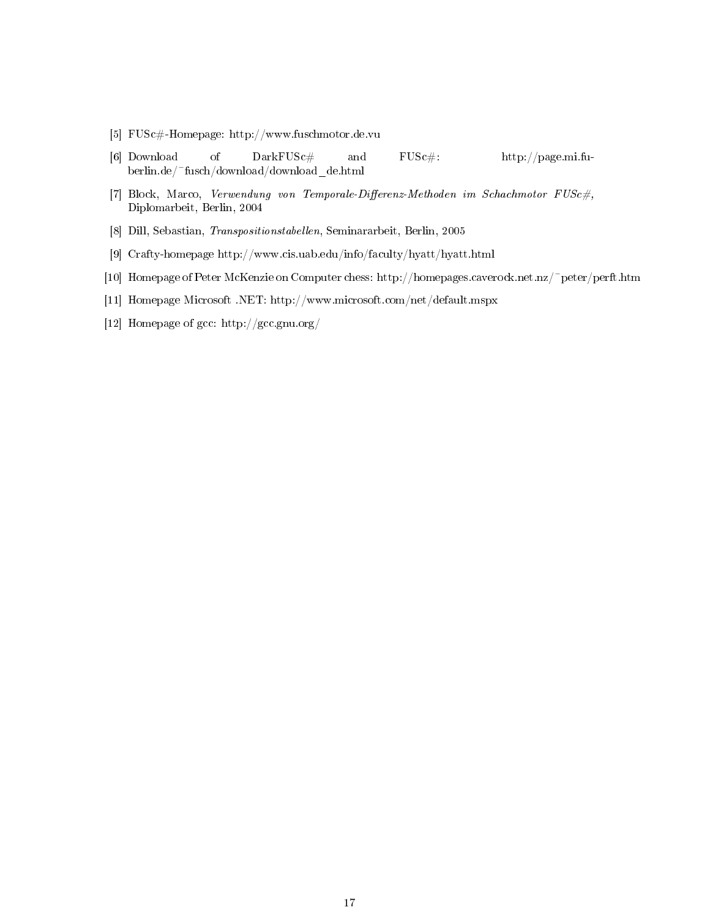[5] FUSc#-Homepage: http://www.fuschmotor.de.vu

[6] Download of DarkFUSc# and FUSc#: http://page.mi.fu-berlin.de/~fusch/download/download_de.html

[7] Block, Marco, *Verwendung von Temporale-Differenz-Methoden im Schachmotor FUSc#*, Diplomarbeit, Berlin, 2004

[8] Dill, Sebastian, *Transpositionstabellen*, Seminararbeit, Berlin, 2005

[9] Crafty-homepage http://www.cis.uab.edu/info/faculty/hyatt/hyatt.html

[10] Homepage of Peter McKenzie on Computer chess: http://homepages.caverock.net.nz/~peter/perft.htm

[11] Homepage Microsoft .NET: http://www.microsoft.com/net/default.mspx

[12] Homepage of gcc: http://gcc.gnu.org/